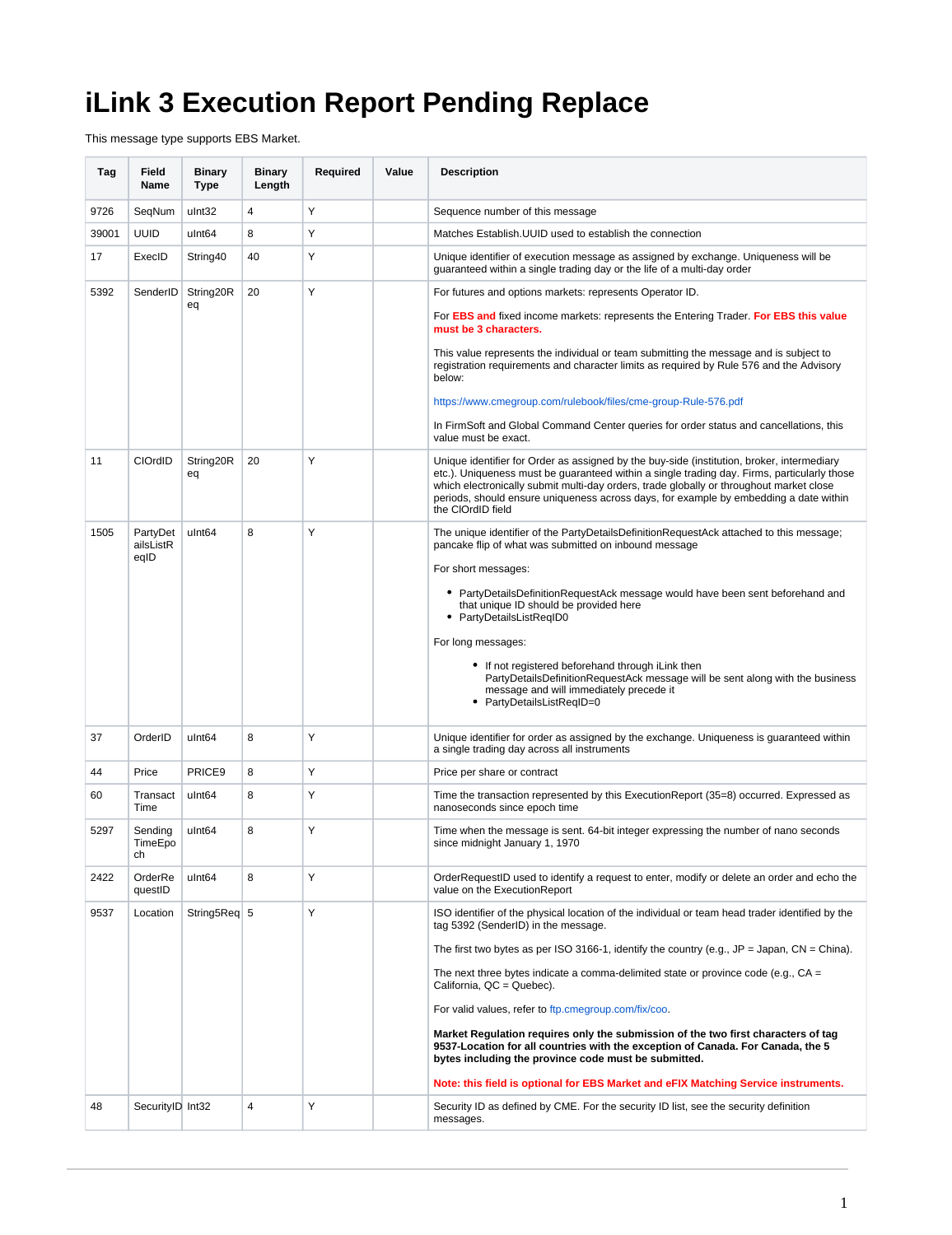# iLink 3 Execution Report Pending Replace

This message type supports EBS Market.

| Tag | Field Name | Binary Type | Binary Length | Required | Value | Description |
|---|---|---|---|---|---|---|
| 9726 | SeqNum | uInt32 | 4 | Y | | Sequence number of this message |
| 39001 | UUID | uInt64 | 8 | Y | | Matches Establish.UUID used to establish the connection |
| 17 | ExecID | String40 | 40 | Y | | Unique identifier of execution message as assigned by exchange. Uniqueness will be guaranteed within a single trading day or the life of a multi-day order |
| 5392 | SenderID | String20Req | 20 | Y | | For futures and options markets: represents Operator ID.<br><br>For **EBS and** fixed income markets: represents the Entering Trader. **For EBS this value must be 3 characters.**<br><br>This value represents the individual or team submitting the message and is subject to registration requirements and character limits as required by Rule 576 and the Advisory below:<br><br>https://www.cmegroup.com/rulebook/files/cme-group-Rule-576.pdf<br><br>In FirmSoft and Global Command Center queries for order status and cancellations, this value must be exact. |
| 11 | ClOrdID | String20Req | 20 | Y | | Unique identifier for Order as assigned by the buy-side (institution, broker, intermediary etc.). Uniqueness must be guaranteed within a single trading day. Firms, particularly those which electronically submit multi-day orders, trade globally or throughout market close periods, should ensure uniqueness across days, for example by embedding a date within the ClOrdID field |
| 1505 | PartyDetailsListReqID | uInt64 | 8 | Y | | The unique identifier of the PartyDetailsDefinitionRequestAck attached to this message; pancake flip of what was submitted on inbound message<br><br>For short messages:<br><br>• PartyDetailsDefinitionRequestAck message would have been sent beforehand and that unique ID should be provided here<br>• PartyDetailsListReqID0<br><br>For long messages:<br><br>• If not registered beforehand through iLink then PartyDetailsDefinitionRequestAck message will be sent along with the business message and will immediately precede it<br>• PartyDetailsListReqID=0 |
| 37 | OrderID | uInt64 | 8 | Y | | Unique identifier for order as assigned by the exchange. Uniqueness is guaranteed within a single trading day across all instruments |
| 44 | Price | PRICE9 | 8 | Y | | Price per share or contract |
| 60 | TransactTime | uInt64 | 8 | Y | | Time the transaction represented by this ExecutionReport (35=8) occurred. Expressed as nanoseconds since epoch time |
| 5297 | SendingTimeEpoch | uInt64 | 8 | Y | | Time when the message is sent. 64-bit integer expressing the number of nano seconds since midnight January 1, 1970 |
| 2422 | OrderRequestID | uInt64 | 8 | Y | | OrderRequestID used to identify a request to enter, modify or delete an order and echo the value on the ExecutionReport |
| 9537 | Location | String5Req | 5 | Y | | ISO identifier of the physical location of the individual or team head trader identified by the tag 5392 (SenderID) in the message.<br><br>The first two bytes as per ISO 3166-1, identify the country (e.g., JP = Japan, CN = China).<br><br>The next three bytes indicate a comma-delimited state or province code (e.g., CA = California, QC = Quebec).<br><br>For valid values, refer to ftp.cmegroup.com/fix/coo.<br><br>**Market Regulation requires only the submission of the two first characters of tag 9537-Location for all countries with the exception of Canada. For Canada, the 5 bytes including the province code must be submitted.**<br><br>**Note: this field is optional for EBS Market and eFIX Matching Service instruments.** |
| 48 | SecurityID | Int32 | 4 | Y | | Security ID as defined by CME. For the security ID list, see the security definition messages. |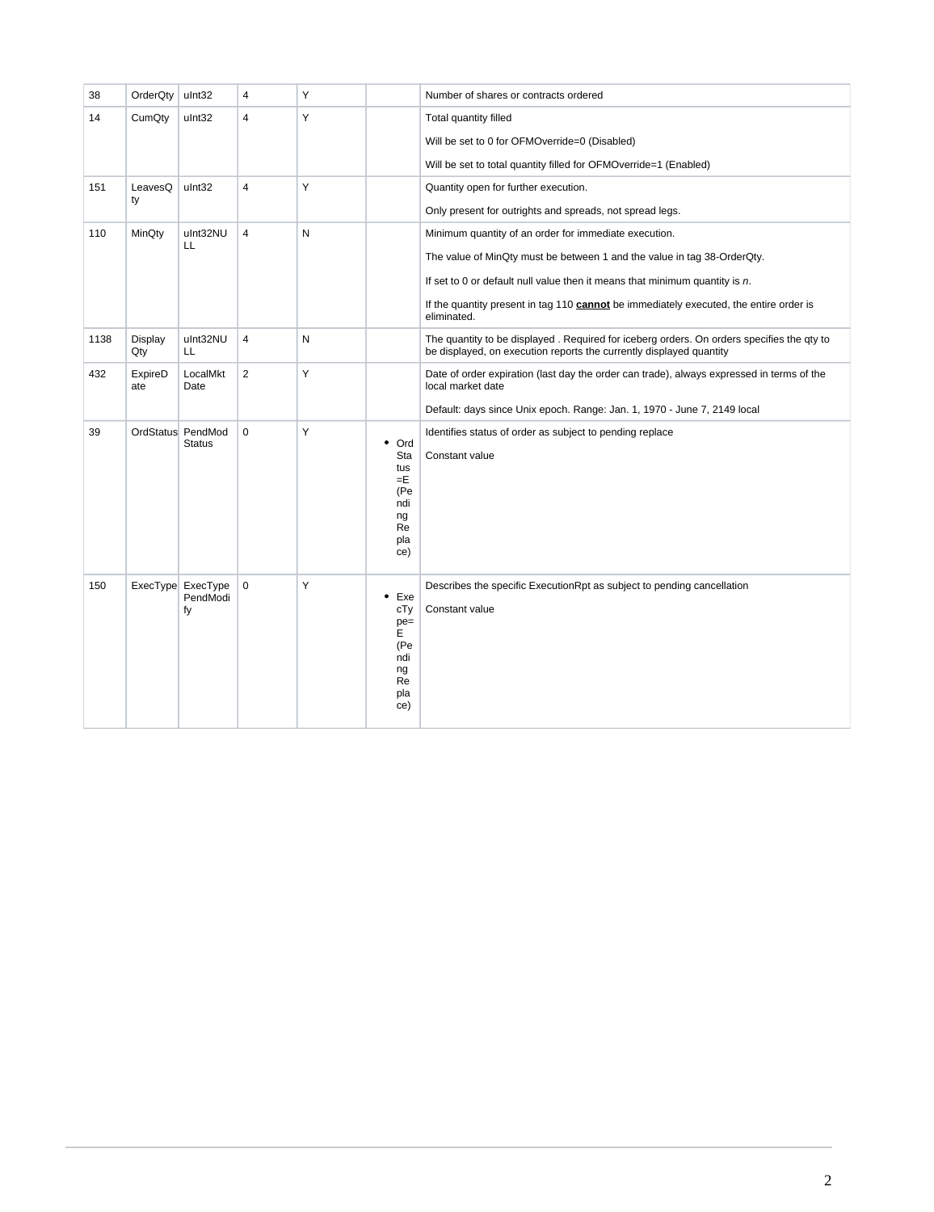| 38 | OrderQty | uInt32 | 4 | Y | | Number of shares or contracts ordered |
|---|---|---|---|---|---|---|
| 14 | CumQty | uInt32 | 4 | Y | | Total quantity filled<br><br>Will be set to 0 for OFMOverride=0 (Disabled)<br><br>Will be set to total quantity filled for OFMOverride=1 (Enabled) |
| 151 | LeavesQty | uInt32 | 4 | Y | | Quantity open for further execution.<br><br>Only present for outrights and spreads, not spread legs. |
| 110 | MinQty | uInt32NULL | 4 | N | | Minimum quantity of an order for immediate execution.<br><br>The value of MinQty must be between 1 and the value in tag 38-OrderQty.<br><br>If set to 0 or default null value then it means that minimum quantity is *n*.<br><br>If the quantity present in tag 110 **cannot** be immediately executed, the entire order is eliminated. |
| 1138 | DisplayQty | uInt32NULL | 4 | N | | The quantity to be displayed . Required for iceberg orders. On orders specifies the qty to be displayed, on execution reports the currently displayed quantity |
| 432 | ExpireDate | LocalMktDate | 2 | Y | | Date of order expiration (last day the order can trade), always expressed in terms of the local market date<br><br>Default: days since Unix epoch. Range: Jan. 1, 1970 - June 7, 2149 local |
| 39 | OrdStatus | PendModStatus | 0 | Y | • OrdStatus=E (Pending Replace) | Identifies status of order as subject to pending replace<br><br>Constant value |
| 150 | ExecType | ExecTypePendModify | 0 | Y | • ExecType=E (Pending Replace) | Describes the specific ExecutionRpt as subject to pending cancellation<br><br>Constant value |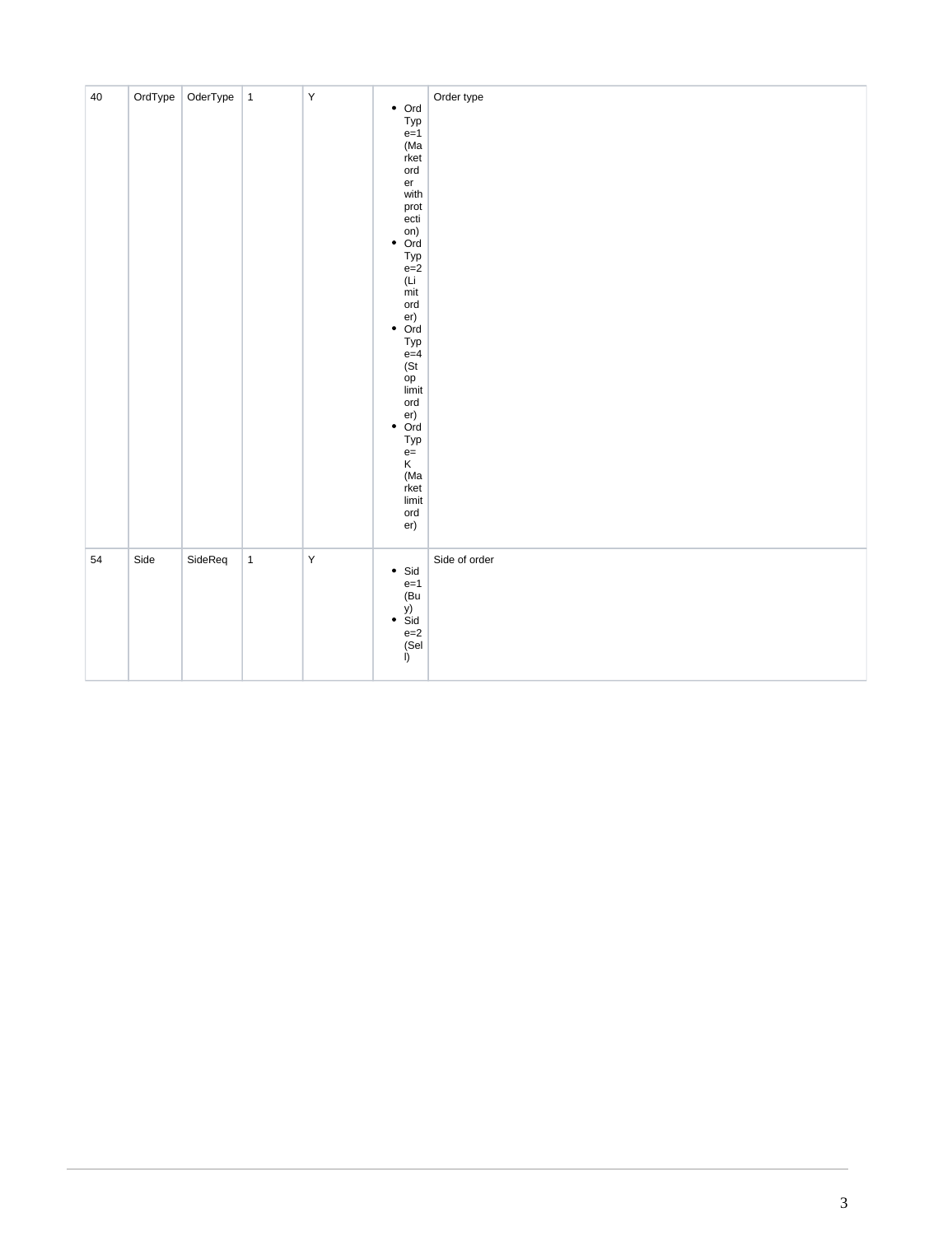| 40 | OrdType | OderType | 1 | Y | <ul><li>OrdType=1 (Market order with protection)</li><li>OrdType=2 (Limit order)</li><li>OrdType=4 (Stop limit order)</li><li>OrdType= K (Market limit order)</li></ul> | Order type |
|---|---|---|---|---|---|---|
| 54 | Side | SideReq | 1 | Y | <ul><li>Side=1 (Buy)</li><li>Side=2 (Sell)</li></ul> | Side of order |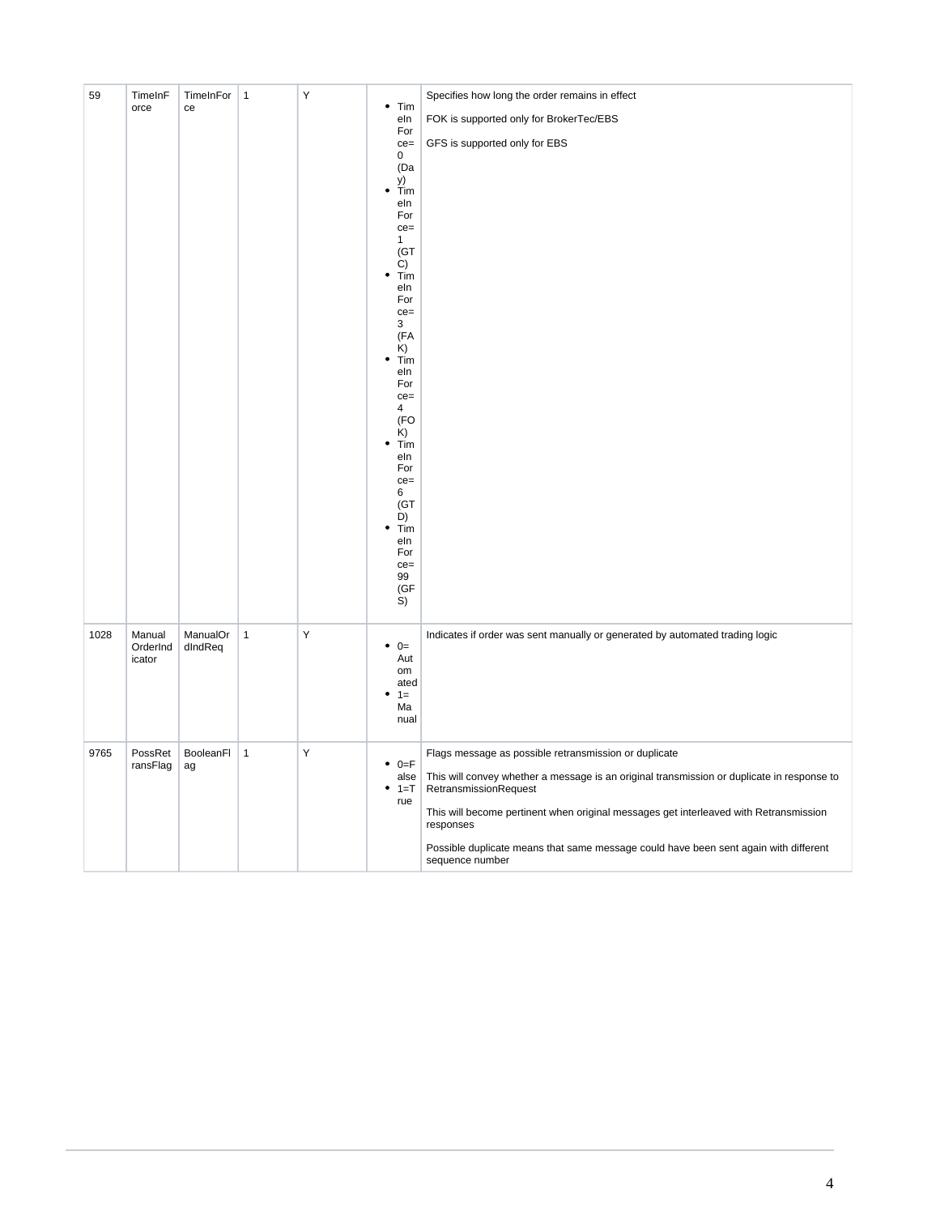| 59 | TimeInForce | TimeInForce | 1 | Y | • TimeInForce=0 (Day)<br>• TimeInForce=1 (GTC)<br>• TimeInForce=3 (FAK)<br>• TimeInForce=4 (FOK)<br>• TimeInForce=6 (GTD)<br>• TimeInForce=99 (GFS) | Specifies how long the order remains in effect<br><br>FOK is supported only for BrokerTec/EBS<br><br>GFS is supported only for EBS |
|---|---|---|---|---|---|---|
| 1028 | ManualOrderIndicator | ManualOrdIndReq | 1 | Y | • 0=Automated<br>• 1=Manual | Indicates if order was sent manually or generated by automated trading logic |
| 9765 | PossRetransFlag | BooleanFlag | 1 | Y | • 0=False<br>• 1=True | Flags message as possible retransmission or duplicate<br><br>This will convey whether a message is an original transmission or duplicate in response to RetransmissionRequest<br><br>This will become pertinent when original messages get interleaved with Retransmission responses<br><br>Possible duplicate means that same message could have been sent again with different sequence number |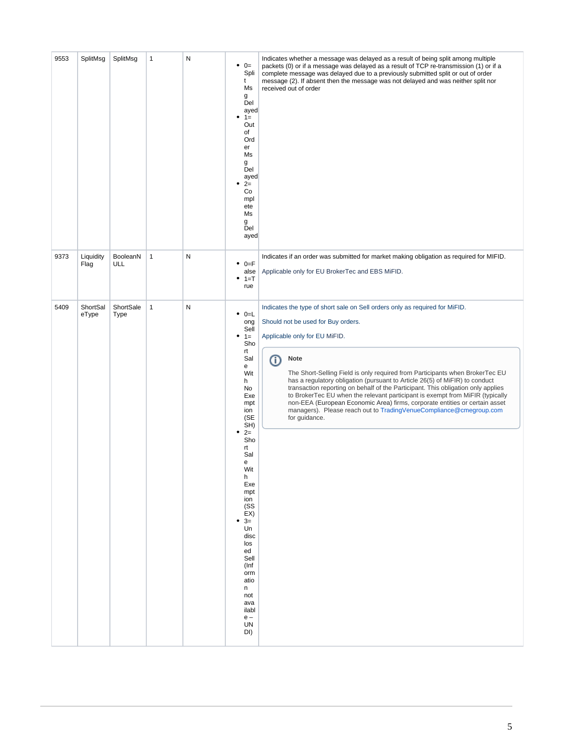| 9553 | SplitMsg | SplitMsg | 1 | N | <ul><li>0=Split Msg Delayed</li><li>1=Out of Order Msg Delayed</li><li>2=Complete Msg Delayed</li></ul> | Indicates whether a message was delayed as a result of being split among multiple packets (0) or if a message was delayed as a result of TCP re-transmission (1) or if a complete message was delayed due to a previously submitted split or out of order message (2). If absent then the message was not delayed and was neither split nor received out of order |
|---|---|---|---|---|---|---|
| 9373 | Liquidity Flag | BooleanNULL | 1 | N | <ul><li>0=False</li><li>1=True</li></ul> | Indicates if an order was submitted for market making obligation as required for MIFID.<br><br>Applicable only for EU BrokerTec and EBS MiFID. |
| 5409 | ShortSaleType | ShortSaleType | 1 | N | <ul><li>0=Long Sell</li><li>1=Short Sale With No Exemption (SESH)</li><li>2=Short Sale With Exemption (SSEX)</li><li>3=Undisclosed Sell (Information not available – UNDI)</li></ul> | Indicates the type of short sale on Sell orders only as required for MiFID.<br><br>Should not be used for Buy orders.<br><br>Applicable only for EU MiFID.<br><br>**Note**<br><br>The Short-Selling Field is only required from Participants when BrokerTec EU has a regulatory obligation (pursuant to Article 26(5) of MiFIR) to conduct transaction reporting on behalf of the Participant. This obligation only applies to BrokerTec EU when the relevant participant is exempt from MiFIR (typically non-EEA (European Economic Area) firms, corporate entities or certain asset managers). Please reach out to TradingVenueCompliance@cmegroup.com for guidance. |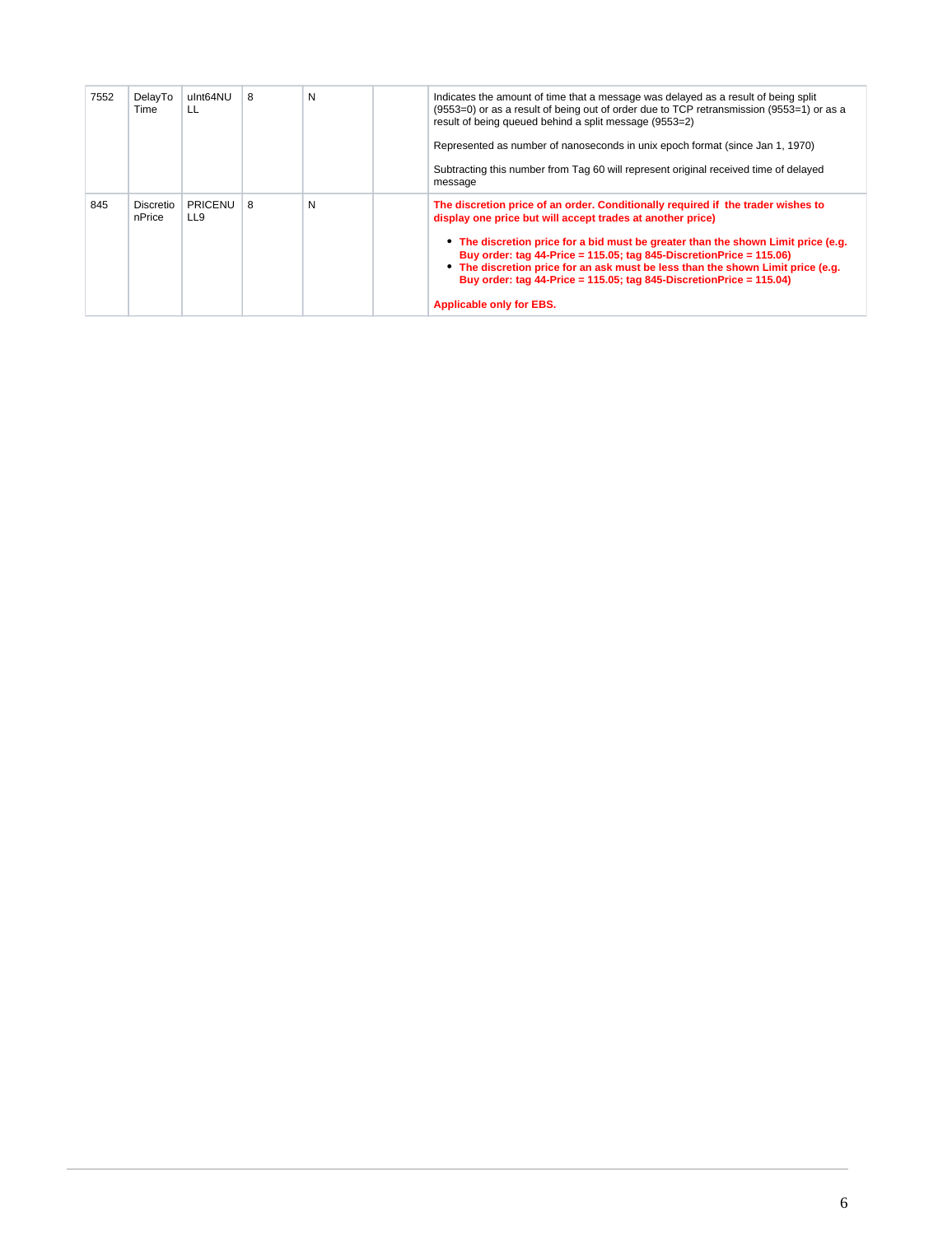| | | | | | | |
|---|---|---|---|---|---|---|
| 7552 | DelayToTime | uInt64NULL | 8 | N | | Indicates the amount of time that a message was delayed as a result of being split (9553=0) or as a result of being out of order due to TCP retransmission (9553=1) or as a result of being queued behind a split message (9553=2)<br><br>Represented as number of nanoseconds in unix epoch format (since Jan 1, 1970)<br><br>Subtracting this number from Tag 60 will represent original received time of delayed message |
| 845 | DiscretionPrice | PRICENULL9 | 8 | N | | **The discretion price of an order. Conditionally required if the trader wishes to display one price but will accept trades at another price)**<br><br>• **The discretion price for a bid must be greater than the shown Limit price (e.g. Buy order: tag 44-Price = 115.05; tag 845-DiscretionPrice = 115.06)**<br>• **The discretion price for an ask must be less than the shown Limit price (e.g. Buy order: tag 44-Price = 115.05; tag 845-DiscretionPrice = 115.04)**<br><br>**Applicable only for EBS.** |